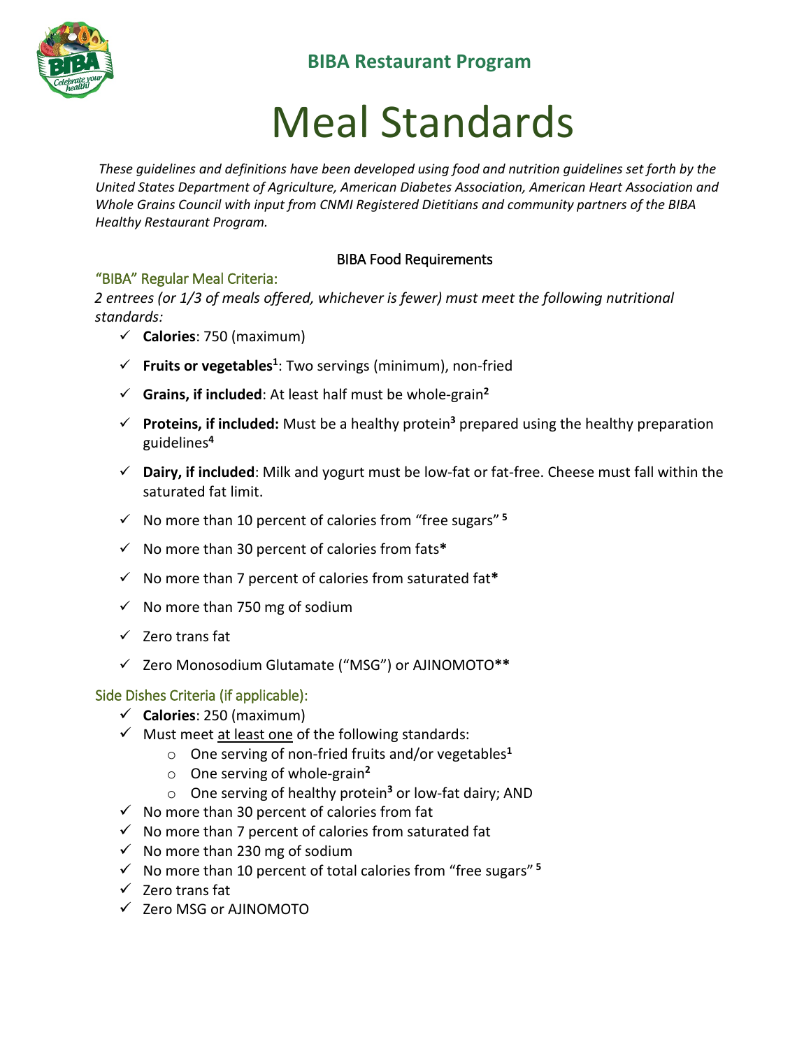## BIBA Restaurant Program

# Meal Standards

*These guidelines and definitions have been developed using food and nutrition guidelines set forth by the United States Department of Agriculture, American Diabetes Association, American Heart Association and Whole Grains Council with input from CNMI Registered Dietitians and community partners of the BIBA Healthy Restaurant Program.*

BIBA Food Requirements

### "BIBA" Regular Meal Criteria:

*2 entrees (or 1/3 of meals offered, whichever is fewer) must meet the following nutritional standards:*

- ✓ **Calories**: 750 (maximum)
- ✓ **Fruits or vegetables**[1]: Two servings (minimum), non-fried
- ✓ **Grains, if included**: At least half must be whole-grain[2]
- ✓ **Proteins, if included:** Must be a healthy protein[3] prepared using the healthy preparation guidelines[4]
- ✓ **Dairy, if included**: Milk and yogurt must be low-fat or fat-free. Cheese must fall within the saturated fat limit.
- ✓ No more than 10 percent of calories from "free sugars" [5]
- ✓ No more than 30 percent of calories from fats*
- ✓ No more than 7 percent of calories from saturated fat*
- ✓ No more than 750 mg of sodium
- ✓ Zero trans fat
- ✓ Zero Monosodium Glutamate ("MSG") or AJINOMOTO**

### Side Dishes Criteria (if applicable):

- ✓ **Calories**: 250 (maximum)
- ✓ Must meet <u>at least one</u> of the following standards:
  - One serving of non-fried fruits and/or vegetables[1]
  - One serving of whole-grain[2]
  - One serving of healthy protein[3] or low-fat dairy; AND
- ✓ No more than 30 percent of calories from fat
- ✓ No more than 7 percent of calories from saturated fat
- ✓ No more than 230 mg of sodium
- ✓ No more than 10 percent of total calories from "free sugars" [5]
- ✓ Zero trans fat
- ✓ Zero MSG or AJINOMOTO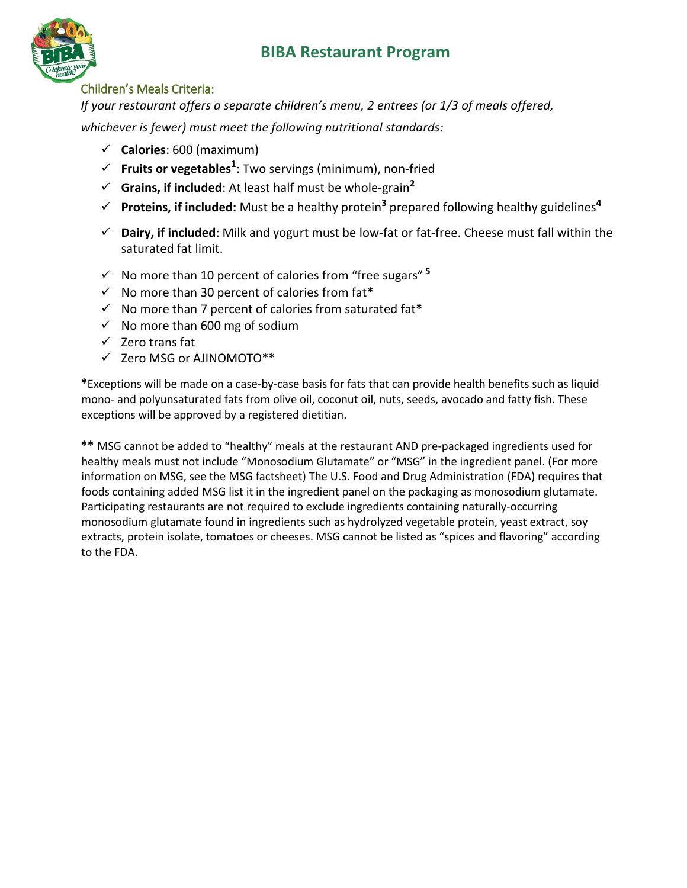# BIBA Restaurant Program

## Children's Meals Criteria:

*If your restaurant offers a separate children's menu, 2 entrees (or 1/3 of meals offered, whichever is fewer) must meet the following nutritional standards:*

- ✓ **Calories**: 600 (maximum)
- ✓ **Fruits or vegetables**[1]: Two servings (minimum), non-fried
- ✓ **Grains, if included**: At least half must be whole-grain[2]
- ✓ **Proteins, if included:** Must be a healthy protein[3] prepared following healthy guidelines[4]
- ✓ **Dairy, if included**: Milk and yogurt must be low-fat or fat-free. Cheese must fall within the saturated fat limit.
- ✓ No more than 10 percent of calories from "free sugars" [5]
- ✓ No more than 30 percent of calories from fat*
- ✓ No more than 7 percent of calories from saturated fat*
- ✓ No more than 600 mg of sodium
- ✓ Zero trans fat
- ✓ Zero MSG or AJINOMOTO**

*Exceptions will be made on a case-by-case basis for fats that can provide health benefits such as liquid mono- and polyunsaturated fats from olive oil, coconut oil, nuts, seeds, avocado and fatty fish. These exceptions will be approved by a registered dietitian.

** MSG cannot be added to "healthy" meals at the restaurant AND pre-packaged ingredients used for healthy meals must not include "Monosodium Glutamate" or "MSG" in the ingredient panel. (For more information on MSG, see the MSG factsheet) The U.S. Food and Drug Administration (FDA) requires that foods containing added MSG list it in the ingredient panel on the packaging as monosodium glutamate. Participating restaurants are not required to exclude ingredients containing naturally-occurring monosodium glutamate found in ingredients such as hydrolyzed vegetable protein, yeast extract, soy extracts, protein isolate, tomatoes or cheeses. MSG cannot be listed as "spices and flavoring" according to the FDA.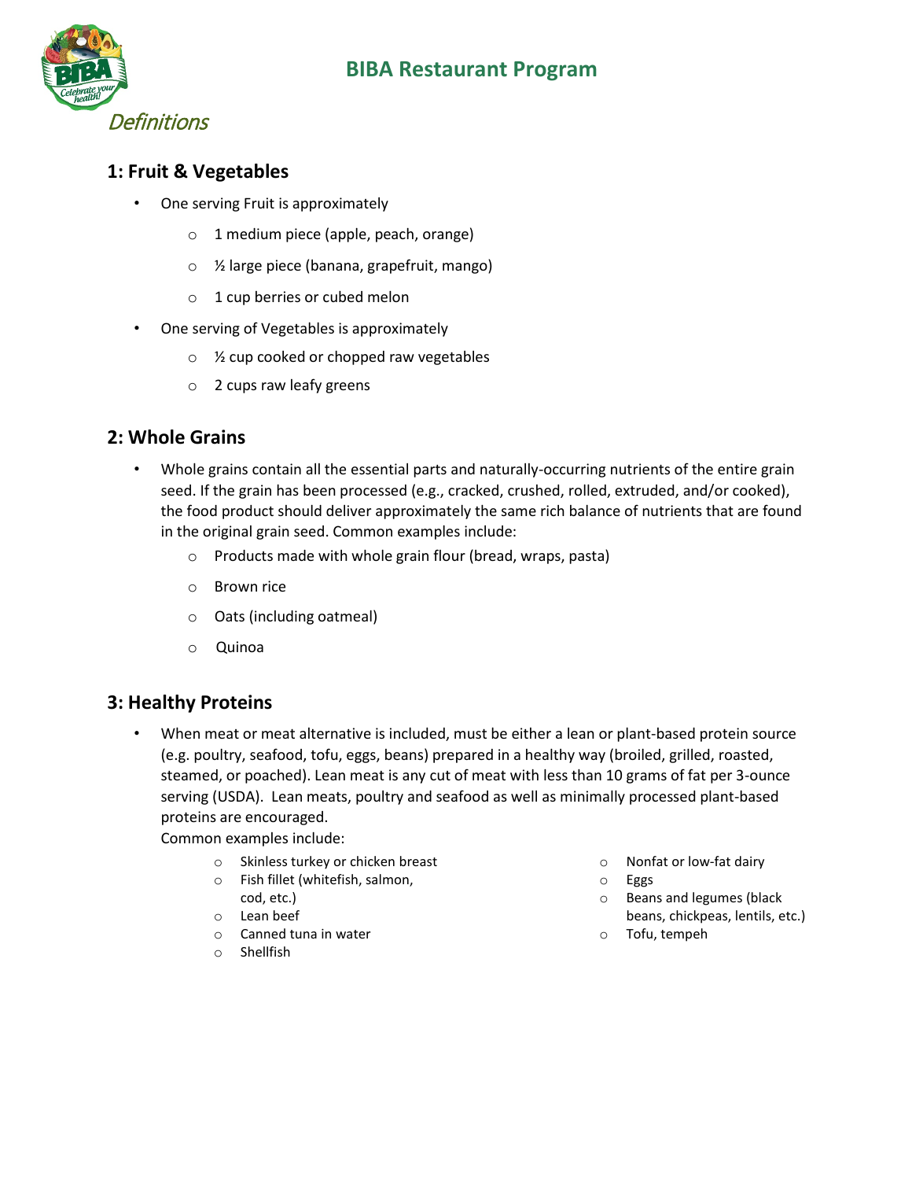# BIBA Restaurant Program

*Definitions*

## 1: Fruit & Vegetables

- One serving Fruit is approximately
  - 1 medium piece (apple, peach, orange)
  - ½ large piece (banana, grapefruit, mango)
  - 1 cup berries or cubed melon
- One serving of Vegetables is approximately
  - ½ cup cooked or chopped raw vegetables
  - 2 cups raw leafy greens

## 2: Whole Grains

- Whole grains contain all the essential parts and naturally-occurring nutrients of the entire grain seed. If the grain has been processed (e.g., cracked, crushed, rolled, extruded, and/or cooked), the food product should deliver approximately the same rich balance of nutrients that are found in the original grain seed. Common examples include:
  - Products made with whole grain flour (bread, wraps, pasta)
  - Brown rice
  - Oats (including oatmeal)
  - Quinoa

## 3: Healthy Proteins

- When meat or meat alternative is included, must be either a lean or plant-based protein source (e.g. poultry, seafood, tofu, eggs, beans) prepared in a healthy way (broiled, grilled, roasted, steamed, or poached). Lean meat is any cut of meat with less than 10 grams of fat per 3-ounce serving (USDA). Lean meats, poultry and seafood as well as minimally processed plant-based proteins are encouraged.

  Common examples include:
  - Skinless turkey or chicken breast
  - Fish fillet (whitefish, salmon, cod, etc.)
  - Lean beef
  - Canned tuna in water
  - Shellfish
  - Nonfat or low-fat dairy
  - Eggs
  - Beans and legumes (black beans, chickpeas, lentils, etc.)
  - Tofu, tempeh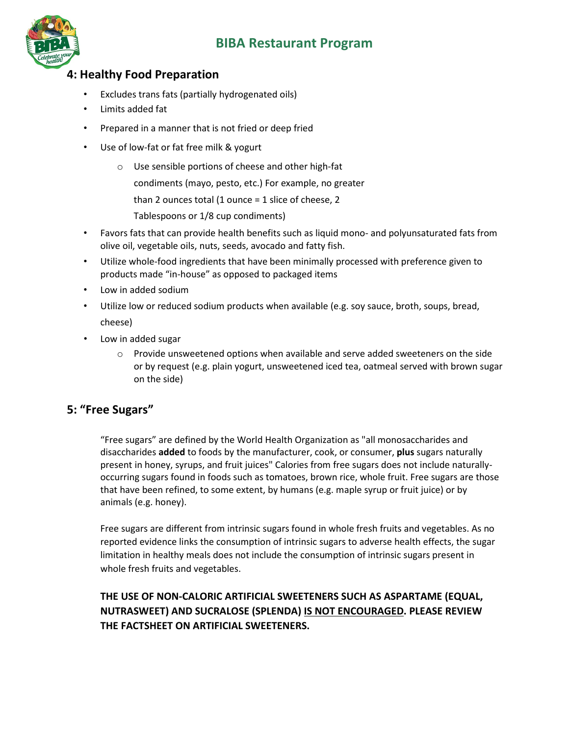## 4: Healthy Food Preparation

- Excludes trans fats (partially hydrogenated oils)
- Limits added fat
- Prepared in a manner that is not fried or deep fried
- Use of low-fat or fat free milk & yogurt
    - Use sensible portions of cheese and other high-fat condiments (mayo, pesto, etc.) For example, no greater than 2 ounces total (1 ounce = 1 slice of cheese, 2 Tablespoons or 1/8 cup condiments)
- Favors fats that can provide health benefits such as liquid mono- and polyunsaturated fats from olive oil, vegetable oils, nuts, seeds, avocado and fatty fish.
- Utilize whole-food ingredients that have been minimally processed with preference given to products made "in-house" as opposed to packaged items
- Low in added sodium
- Utilize low or reduced sodium products when available (e.g. soy sauce, broth, soups, bread, cheese)
- Low in added sugar
    - Provide unsweetened options when available and serve added sweeteners on the side or by request (e.g. plain yogurt, unsweetened iced tea, oatmeal served with brown sugar on the side)

## 5: "Free Sugars"

"Free sugars" are defined by the World Health Organization as "all monosaccharides and disaccharides **added** to foods by the manufacturer, cook, or consumer, **plus** sugars naturally present in honey, syrups, and fruit juices" Calories from free sugars does not include naturally-occurring sugars found in foods such as tomatoes, brown rice, whole fruit. Free sugars are those that have been refined, to some extent, by humans (e.g. maple syrup or fruit juice) or by animals (e.g. honey).

Free sugars are different from intrinsic sugars found in whole fresh fruits and vegetables. As no reported evidence links the consumption of intrinsic sugars to adverse health effects, the sugar limitation in healthy meals does not include the consumption of intrinsic sugars present in whole fresh fruits and vegetables.

**THE USE OF NON-CALORIC ARTIFICIAL SWEETENERS SUCH AS ASPARTAME (EQUAL, NUTRASWEET) AND SUCRALOSE (SPLENDA) <u>IS NOT ENCOURAGED</u>. PLEASE REVIEW THE FACTSHEET ON ARTIFICIAL SWEETENERS.**